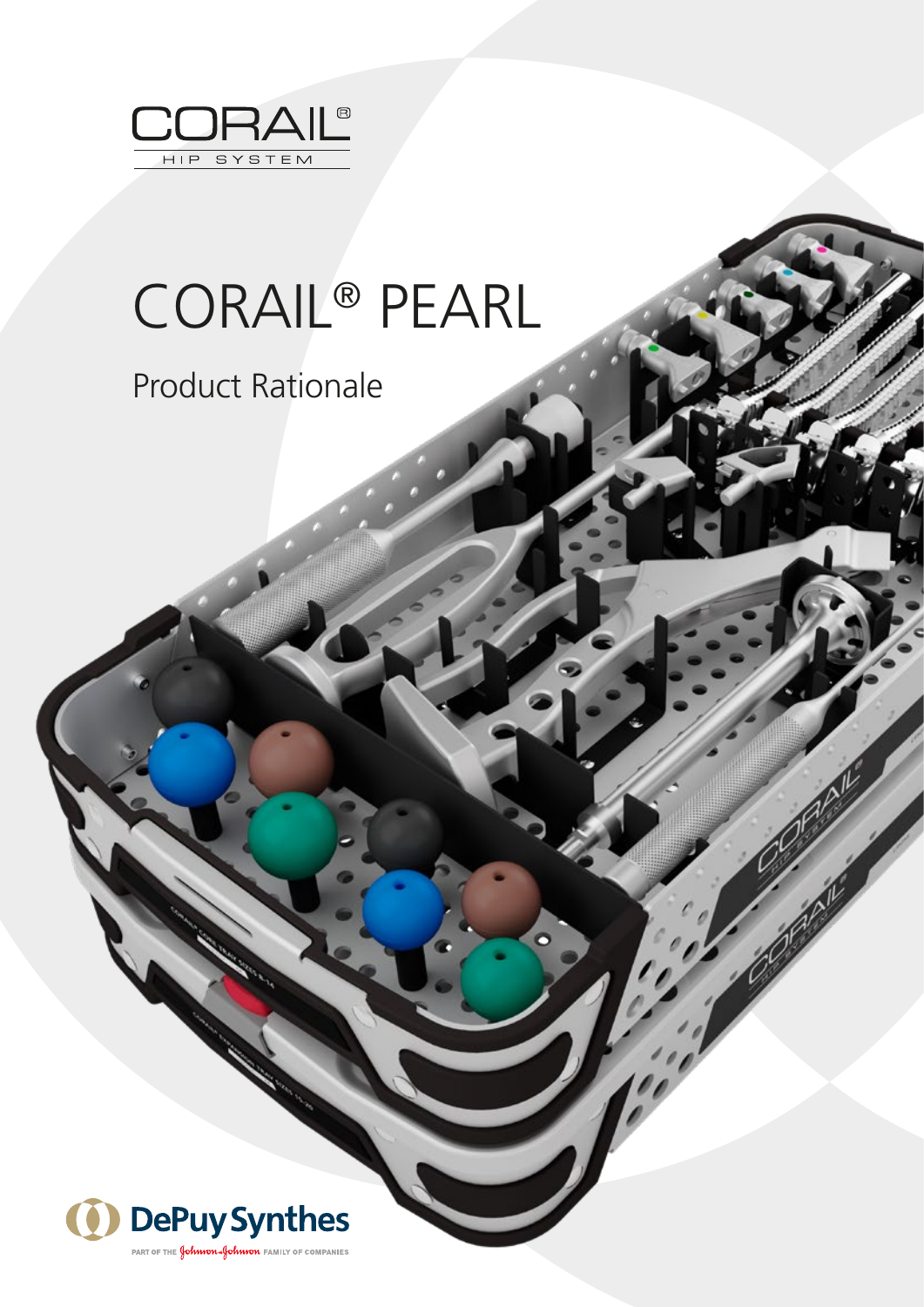CORAIL®
HIP SYSTEM

# CORAIL® PEARL

## Product Rationale

DePuy Synthes
PART OF THE Johnson & Johnson FAMILY OF COMPANIES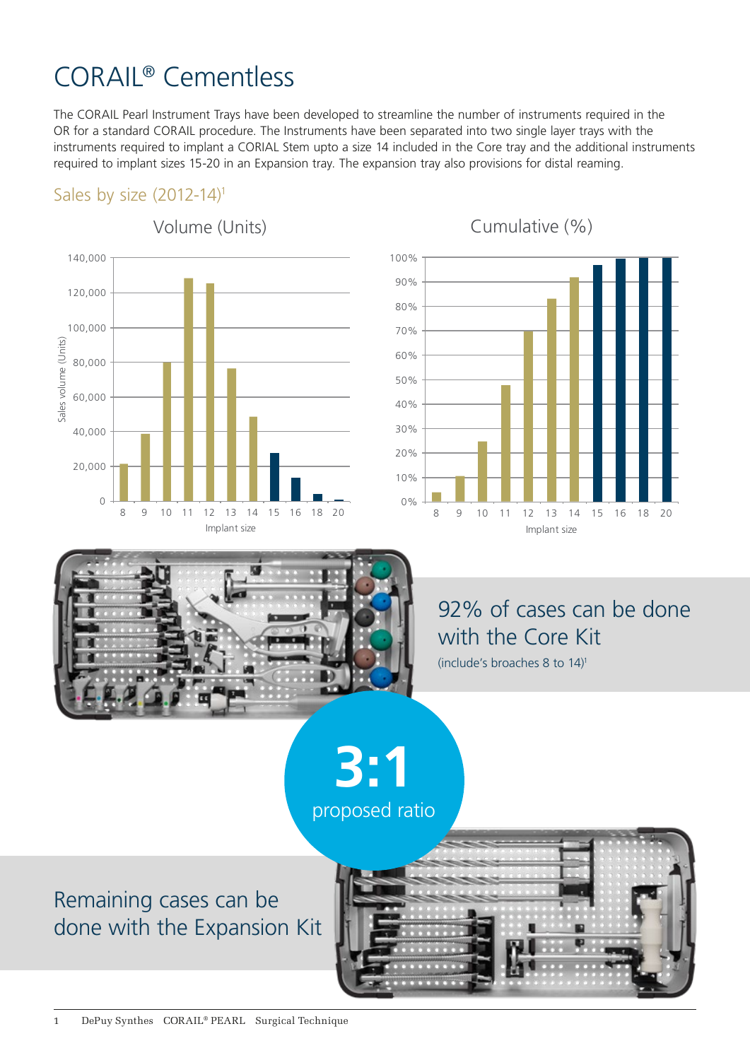# CORAIL® Cementless

The CORAIL Pearl Instrument Trays have been developed to streamline the number of instruments required in the OR for a standard CORAIL procedure. The Instruments have been separated into two single layer trays with the instruments required to implant a CORIAL Stem upto a size 14 included in the Core tray and the additional instruments required to implant sizes 15-20 in an Expansion tray. The expansion tray also provisions for distal reaming.

## Sales by size (2012-14)[1]

Volume (Units)

Cumulative (%)

## 92% of cases can be done with the Core Kit

(include's broaches 8 to 14)[1]

**3:1**

proposed ratio

## Remaining cases can be done with the Expansion Kit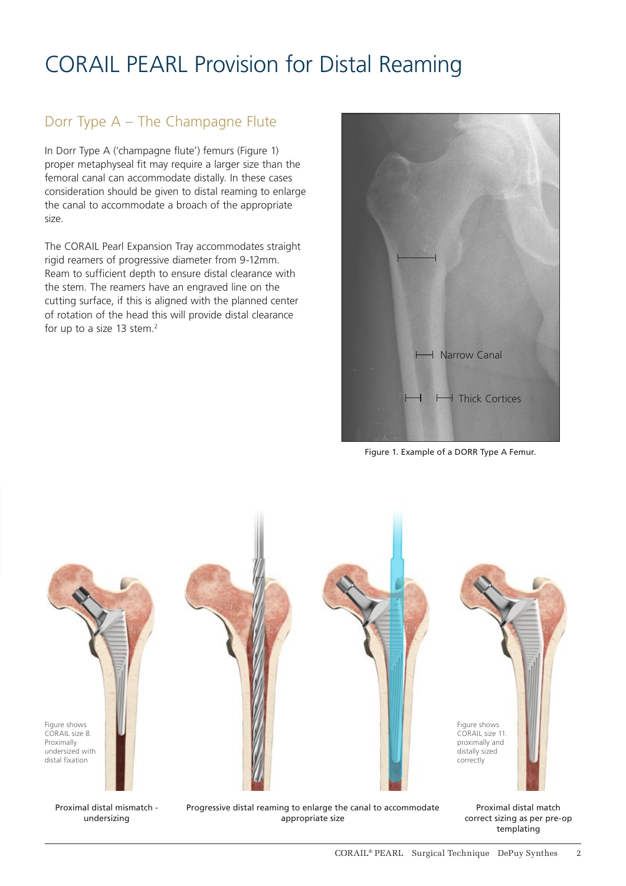# CORAIL PEARL Provision for Distal Reaming

## Dorr Type A – The Champagne Flute

In Dorr Type A ('champagne flute') femurs (Figure 1) proper metaphyseal fit may require a larger size than the femoral canal can accommodate distally. In these cases consideration should be given to distal reaming to enlarge the canal to accommodate a broach of the appropriate size.

The CORAIL Pearl Expansion Tray accommodates straight rigid reamers of progressive diameter from 9-12mm. Ream to sufficient depth to ensure distal clearance with the stem. The reamers have an engraved line on the cutting surface, if this is aligned with the planned center of rotation of the head this will provide distal clearance for up to a size 13 stem.[2]

Narrow Canal

Thick Cortices

Figure 1. Example of a DORR Type A Femur.

Figure shows CORAIL size 8. Proximally undersized with distal fixation

Proximal distal mismatch - undersizing

Progressive distal reaming to enlarge the canal to accommodate appropriate size

Figure shows CORAIL size 11. proximally and distally sized correctly

Proximal distal match correct sizing as per pre-op templating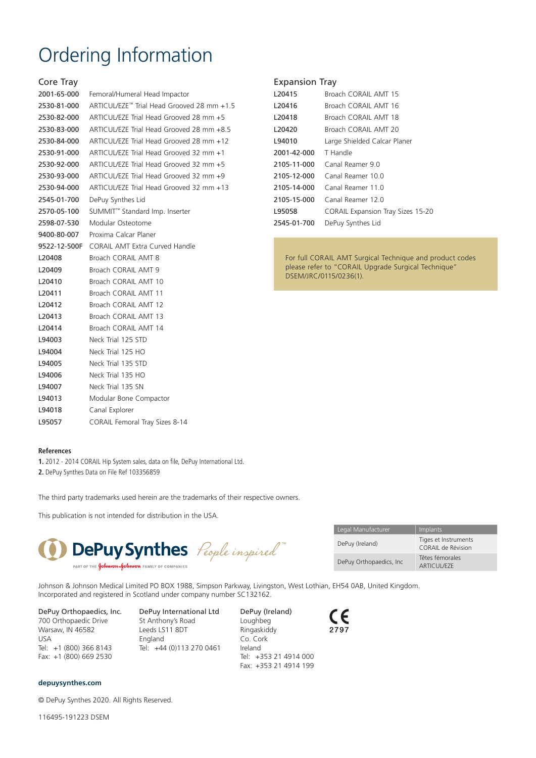# Ordering Information

## Core Tray

| | |
|---|---|
| 2001-65-000 | Femoral/Humeral Head Impactor |
| 2530-81-000 | ARTICUL/EZE™ Trial Head Grooved 28 mm +1.5 |
| 2530-82-000 | ARTICUL/EZE Trial Head Grooved 28 mm +5 |
| 2530-83-000 | ARTICUL/EZE Trial Head Grooved 28 mm +8.5 |
| 2530-84-000 | ARTICUL/EZE Trial Head Grooved 28 mm +12 |
| 2530-91-000 | ARTICUL/EZE Trial Head Grooved 32 mm +1 |
| 2530-92-000 | ARTICUL/EZE Trial Head Grooved 32 mm +5 |
| 2530-93-000 | ARTICUL/EZE Trial Head Grooved 32 mm +9 |
| 2530-94-000 | ARTICUL/EZE Trial Head Grooved 32 mm +13 |
| 2545-01-700 | DePuy Synthes Lid |
| 2570-05-100 | SUMMIT™ Standard Imp. Inserter |
| 2598-07-530 | Modular Osteotome |
| 9400-80-007 | Proxima Calcar Planer |
| 9522-12-500F | CORAIL AMT Extra Curved Handle |
| L20408 | Broach CORAIL AMT 8 |
| L20409 | Broach CORAIL AMT 9 |
| L20410 | Broach CORAIL AMT 10 |
| L20411 | Broach CORAIL AMT 11 |
| L20412 | Broach CORAIL AMT 12 |
| L20413 | Broach CORAIL AMT 13 |
| L20414 | Broach CORAIL AMT 14 |
| L94003 | Neck Trial 125 STD |
| L94004 | Neck Trial 125 HO |
| L94005 | Neck Trial 135 STD |
| L94006 | Neck Trial 135 HO |
| L94007 | Neck Trial 135 SN |
| L94013 | Modular Bone Compactor |
| L94018 | Canal Explorer |
| L95057 | CORAIL Femoral Tray Sizes 8-14 |

## Expansion Tray

| | |
|---|---|
| L20415 | Broach CORAIL AMT 15 |
| L20416 | Broach CORAIL AMT 16 |
| L20418 | Broach CORAIL AMT 18 |
| L20420 | Broach CORAIL AMT 20 |
| L94010 | Large Shielded Calcar Planer |
| 2001-42-000 | T Handle |
| 2105-11-000 | Canal Reamer 9.0 |
| 2105-12-000 | Canal Reamer 10.0 |
| 2105-14-000 | Canal Reamer 11.0 |
| 2105-15-000 | Canal Reamer 12.0 |
| L95058 | CORAIL Expansion Tray Sizes 15-20 |
| 2545-01-700 | DePuy Synthes Lid |

For full CORAIL AMT Surgical Technique and product codes please refer to "CORAIL Upgrade Surgical Technique" DSEM/JRC/0115/0236(1).

**References**

1. 2012 - 2014 CORAIL Hip System sales, data on file, DePuy International Ltd.
2. DePuy Synthes Data on File Ref 103356859

The third party trademarks used herein are the trademarks of their respective owners.

This publication is not intended for distribution in the USA.

DePuy Synthes *People inspired*™
PART OF THE Johnson & Johnson FAMILY OF COMPANIES

| Legal Manufacturer | Implants |
|---|---|
| DePuy (Ireland) | Tiges et Instruments CORAIL de Révision |
| DePuy Orthopaedics, Inc | Têtes fémorales ARTICUL/EZE |

Johnson & Johnson Medical Limited PO BOX 1988, Simpson Parkway, Livingston, West Lothian, EH54 0AB, United Kingdom. Incorporated and registered in Scotland under company number SC132162.

DePuy Orthopaedics, Inc.
700 Orthopaedic Drive
Warsaw, IN 46582
USA
Tel: +1 (800) 366 8143
Fax: +1 (800) 669 2530

DePuy International Ltd
St Anthony's Road
Leeds LS11 8DT
England
Tel: +44 (0)113 270 0461

DePuy (Ireland)
Loughbeg
Ringaskiddy
Co. Cork
Ireland
Tel: +353 21 4914 000
Fax: +353 21 4914 199

CE 2797

**depuysynthes.com**

© DePuy Synthes 2020. All Rights Reserved.

116495-191223 DSEM